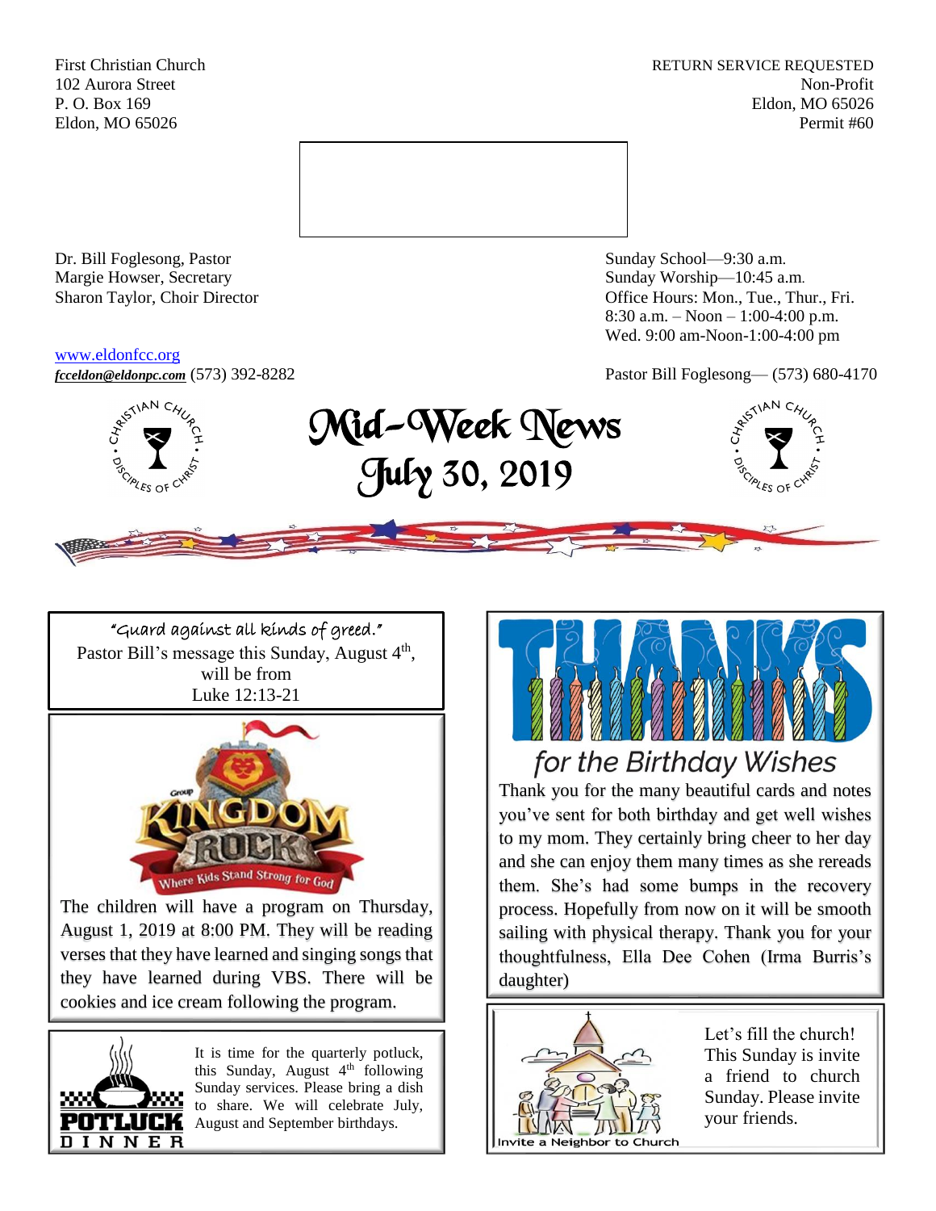First Christian Church
102 Aurora Street
P. O. Box 169
Eldon, MO 65026

RETURN SERVICE REQUESTED
Non-Profit
Eldon, MO 65026
Permit #60

Dr. Bill Foglesong, Pastor
Margie Howser, Secretary
Sharon Taylor, Choir Director

Sunday School—9:30 a.m.
Sunday Worship—10:45 a.m.
Office Hours: Mon., Tue., Thur., Fri.
8:30 a.m. – Noon – 1:00-4:00 p.m.
Wed. 9:00 am-Noon-1:00-4:00 pm

www.eldonfcc.org
***fcceldon@eldonpc.com*** (573) 392-8282

Pastor Bill Foglesong— (573) 680-4170

# Mid-Week News
## July 30, 2019

"Guard against all kinds of greed."
Pastor Bill's message this Sunday, August 4th, will be from
Luke 12:13-21

**KINGDOM ROCK** — Where Kids Stand Strong for God

The children will have a program on Thursday, August 1, 2019 at 8:00 PM. They will be reading verses that they have learned and singing songs that they have learned during VBS. There will be cookies and ice cream following the program.

**POTLUCK DINNER**

It is time for the quarterly potluck, this Sunday, August 4th following Sunday services. Please bring a dish to share. We celebrate July, August and September birthdays.

## THANKS for the Birthday Wishes

Thank you for the many beautiful cards and notes you've sent for both birthday and get well wishes to my mom. They certainly bring cheer to her day and she can enjoy them many times as she rereads them. She's had some bumps in the recovery process. Hopefully from now on it will be smooth sailing with physical therapy. Thank you for your thoughtfulness, Ella Dee Cohen (Irma Burris's daughter)

Invite a Neighbor to Church

Let's fill the church! This Sunday is invite a friend to church Sunday. Please invite your friends.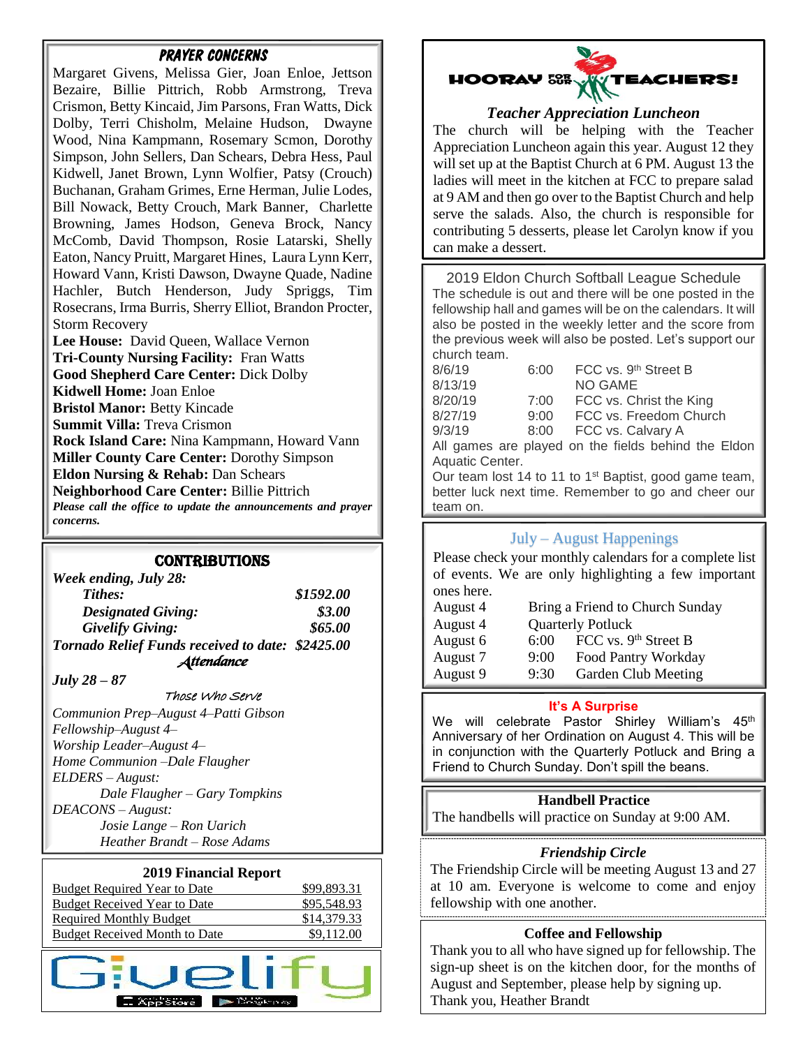## PRAYER CONCERNS

Margaret Givens, Melissa Gier, Joan Enloe, Jettson Bezaire, Billie Pittrich, Robb Armstrong, Treva Crismon, Betty Kincaid, Jim Parsons, Fran Watts, Dick Dolby, Terri Chisholm, Melaine Hudson, Dwayne Wood, Nina Kampmann, Rosemary Scmon, Dorothy Simpson, John Sellers, Dan Schears, Debra Hess, Paul Kidwell, Janet Brown, Lynn Wolfier, Patsy (Crouch) Buchanan, Graham Grimes, Erne Herman, Julie Lodes, Bill Nowack, Betty Crouch, Mark Banner, Charlette Browning, James Hodson, Geneva Brock, Nancy McComb, David Thompson, Rosie Latarski, Shelly Eaton, Nancy Pruitt, Margaret Hines, Laura Lynn Kerr, Howard Vann, Kristi Dawson, Dwayne Quade, Nadine Hachler, Butch Henderson, Judy Spriggs, Tim Rosecrans, Irma Burris, Sherry Elliot, Brandon Procter, Storm Recovery

**Lee House:** David Queen, Wallace Vernon
**Tri-County Nursing Facility:** Fran Watts
**Good Shepherd Care Center:** Dick Dolby
**Kidwell Home:** Joan Enloe
**Bristol Manor:** Betty Kincade
**Summit Villa:** Treva Crismon
**Rock Island Care:** Nina Kampmann, Howard Vann
**Miller County Care Center:** Dorothy Simpson
**Eldon Nursing & Rehab:** Dan Schears
**Neighborhood Care Center:** Billie Pittrich

***Please call the office to update the announcements and prayer concerns.***

## CONTRIBUTIONS

*Week ending, July 28:*

| | |
|---|---|
| ***Tithes:*** | ***$1592.00*** |
| ***Designated Giving:*** | ***$3.00*** |
| ***Givelify Giving:*** | ***$65.00*** |
| ***Tornado Relief Funds received to date:*** | ***$2425.00*** |

### *Attendance*

*July 28 – 87*

### *Those Who Serve*

*Communion Prep–August 4–Patti Gibson*
*Fellowship–August 4–*
*Worship Leader–August 4–*
*Home Communion –Dale Flaugher*
*ELDERS – August:*
*Dale Flaugher – Gary Tompkins*
*DEACONS – August:*
*Josie Lange – Ron Uarich*
*Heather Brandt – Rose Adams*

## 2019 Financial Report

| | |
|---|---|
| Budget Required Year to Date | $99,893.31 |
| Budget Received Year to Date | $95,548.93 |
| Required Monthly Budget | $14,379.33 |
| Budget Received Month to Date | $9,112.00 |

Givelify

## HOORAY FOR OUR TEACHERS!

### *Teacher Appreciation Luncheon*

The church will be helping with the Teacher Appreciation Luncheon again this year. August 12 they will set up at the Baptist Church at 6 PM. August 13 the ladies will meet in the kitchen at FCC to prepare salad at 9 AM and then go over to the Baptist Church and help serve the salads. Also, the church is responsible for contributing 5 desserts, please let Carolyn know if you can make a dessert.

## 2019 Eldon Church Softball League Schedule

The schedule is out and there will be one posted in the fellowship hall and games will be on the calendars. It will also be posted in the weekly letter and the score from the previous week will also be posted. Let's support our church team.

| | | |
|---|---|---|
| 8/6/19 | 6:00 | FCC vs. 9th Street B |
| 8/13/19 | | NO GAME |
| 8/20/19 | 7:00 | FCC vs. Christ the King |
| 8/27/19 | 9:00 | FCC vs. Freedom Church |
| 9/3/19 | 8:00 | FCC vs. Calvary A |

All games are played on the fields behind the Eldon Aquatic Center.

Our team lost 14 to 11 to 1st Baptist, good game team, better luck next time. Remember to go and cheer our team on.

## July – August Happenings

Please check your monthly calendars for a complete list of events. We are only highlighting a few important ones here.

| | | |
|---|---|---|
| August 4 | Bring a Friend to Church Sunday | |
| August 4 | Quarterly Potluck | |
| August 6 | 6:00 | FCC vs. 9th Street B |
| August 7 | 9:00 | Food Pantry Workday |
| August 9 | 9:30 | Garden Club Meeting |

## It's A Surprise

We will celebrate Pastor Shirley William's 45th Anniversary of her Ordination on August 4. This will be in conjunction with the Quarterly Potluck and Bring a Friend to Church Sunday. Don't spill the beans.

## Handbell Practice

The handbells will practice on Sunday at 9:00 AM.

## *Friendship Circle*

The Friendship Circle will be meeting August 13 and 27 at 10 am. Everyone is welcome to come and enjoy fellowship with one another.

## Coffee and Fellowship

Thank you to all who have signed up for fellowship. The sign-up sheet is on the kitchen door, for the months of August and September, please help by signing up.
Thank you, Heather Brandt